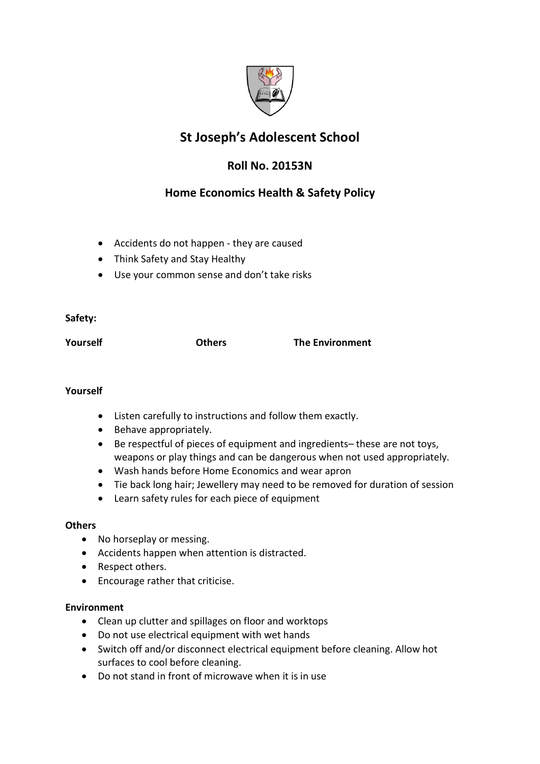# St Joseph's Adolescent School

## Roll No. 20153N

## Home Economics Health & Safety Policy

- Accidents do not happen - they are caused
- Think Safety and Stay Healthy
- Use your common sense and don't take risks

**Safety:**

**Yourself** **Others** **The Environment**

**Yourself**

- Listen carefully to instructions and follow them exactly.
- Behave appropriately.
- Be respectful of pieces of equipment and ingredients– these are not toys, weapons or play things and can be dangerous when not used appropriately.
- Wash hands before Home Economics and wear apron
- Tie back long hair; Jewellery may need to be removed for duration of session
- Learn safety rules for each piece of equipment

**Others**

- No horseplay or messing.
- Accidents happen when attention is distracted.
- Respect others.
- Encourage rather that criticise.

**Environment**

- Clean up clutter and spillages on floor and worktops
- Do not use electrical equipment with wet hands
- Switch off and/or disconnect electrical equipment before cleaning. Allow hot surfaces to cool before cleaning.
- Do not stand in front of microwave when it is in use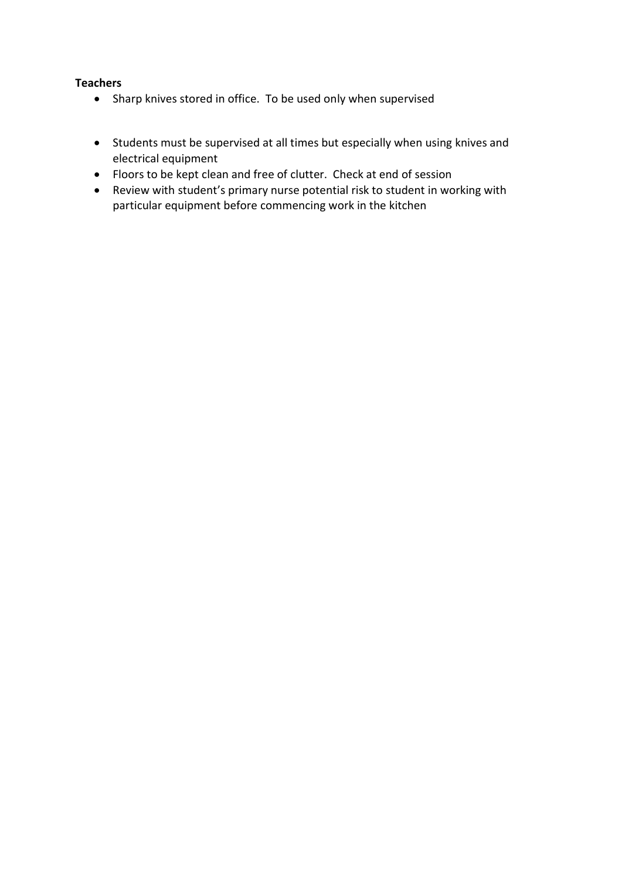**Teachers**

- Sharp knives stored in office. To be used only when supervised

- Students must be supervised at all times but especially when using knives and electrical equipment
- Floors to be kept clean and free of clutter. Check at end of session
- Review with student's primary nurse potential risk to student in working with particular equipment before commencing work in the kitchen